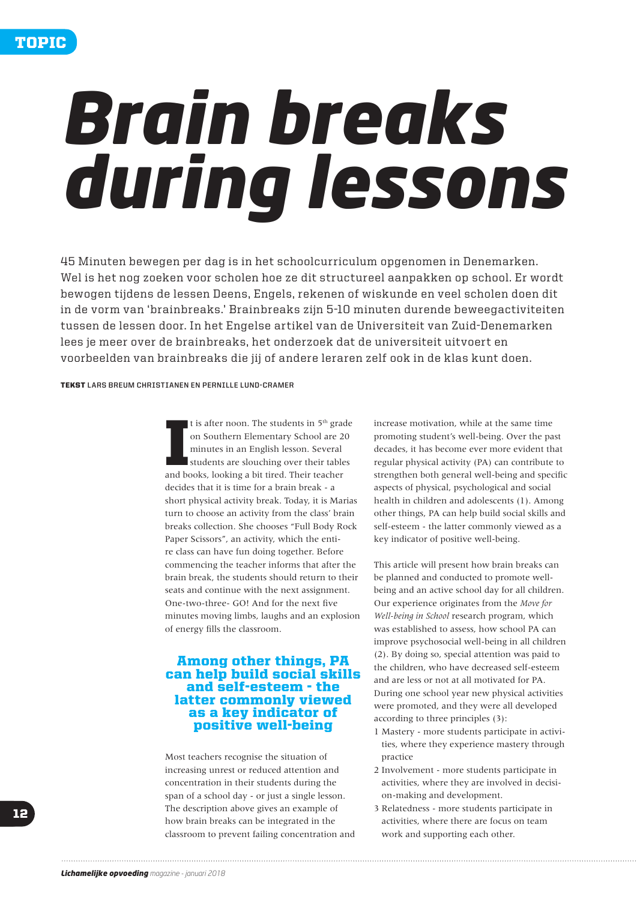TOPIC

# Brain breaks during lessons

45 Minuten bewegen per dag is in het schoolcurriculum opgenomen in Denemarken. Wel is het nog zoeken voor scholen hoe ze dit structureel aanpakken op school. Er wordt bewogen tijdens de lessen Deens, Engels, rekenen of wiskunde en veel scholen doen dit in de vorm van 'brainbreaks.' Brainbreaks zijn 5-10 minuten durende beweegactiviteiten tussen de lessen door. In het Engelse artikel van de Universiteit van Zuid-Denemarken lees je meer over de brainbreaks, het onderzoek dat de universiteit uitvoert en voorbeelden van brainbreaks die jij of andere leraren zelf ook in de klas kunt doen.

**TEKST** LARS BREUM CHRISTIANEN EN PERNILLE LUND-CRAMER

It is after noon. The students in 5th grade on Southern Elementary School are 20 minutes in an English lesson. Several students are slouching over their tables and books, looking a bit tired. Their teacher decides that it is time for a brain break - a short physical activity break. Today, it is Marias turn to choose an activity from the class' brain breaks collection. She chooses "Full Body Rock Paper Scissors", an activity, which the entire class can have fun doing together. Before commencing the teacher informs that after the brain break, the students should return to their seats and continue with the next assignment. One-two-three- GO! And for the next five minutes moving limbs, laughs and an explosion of energy fills the classroom.

**Among other things, PA can help build social skills and self-esteem - the latter commonly viewed as a key indicator of positive well-being**

Most teachers recognise the situation of increasing unrest or reduced attention and concentration in their students during the span of a school day - or just a single lesson. The description above gives an example of how brain breaks can be integrated in the classroom to prevent failing concentration and increase motivation, while at the same time promoting student's well-being. Over the past decades, it has become ever more evident that regular physical activity (PA) can contribute to strengthen both general well-being and specific aspects of physical, psychological and social health in children and adolescents (1). Among other things, PA can help build social skills and self-esteem - the latter commonly viewed as a key indicator of positive well-being.

This article will present how brain breaks can be planned and conducted to promote well-being and an active school day for all children. Our experience originates from the *Move for Well-being in School* research program, which was established to assess, how school PA can improve psychosocial well-being in all children (2). By doing so, special attention was paid to the children, who have decreased self-esteem and are less or not at all motivated for PA. During one school year new physical activities were promoted, and they were all developed according to three principles (3):

1. Mastery - more students participate in activities, where they experience mastery through practice
2. Involvement - more students participate in activities, where they are involved in decision-making and development.
3. Relatedness - more students participate in activities, where there are focus on team work and supporting each other.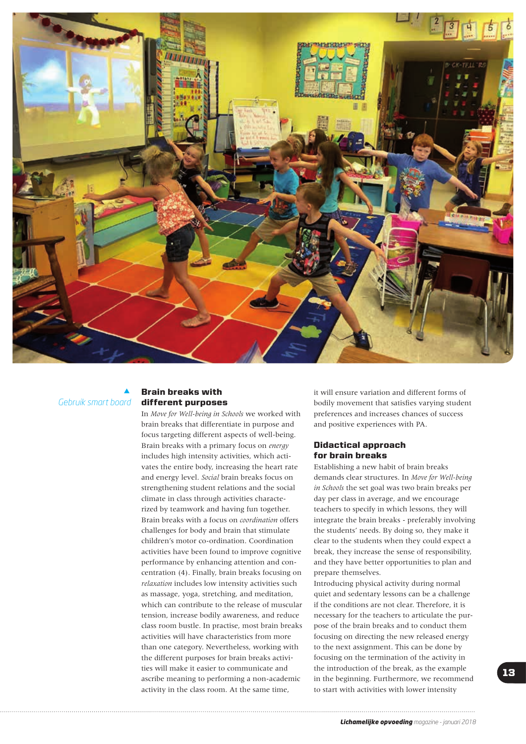Gebruik smart board

## Brain breaks with different purposes

In *Move for Well-being in Schools* we worked with brain breaks that differentiate in purpose and focus targeting different aspects of well-being. Brain breaks with a primary focus on *energy* includes high intensity activities, which activates the entire body, increasing the heart rate and energy level. *Social* brain breaks focus on strengthening student relations and the social climate in class through activities characterized by teamwork and having fun together. Brain breaks with a focus on *coordination* offers challenges for body and brain that stimulate children's motor co-ordination. Coordination activities have been found to improve cognitive performance by enhancing attention and concentration (4). Finally, brain breaks focusing on *relaxation* includes low intensity activities such as massage, yoga, stretching, and meditation, which can contribute to the release of muscular tension, increase bodily awareness, and reduce class room bustle. In practise, most brain breaks activities will have characteristics from more than one category. Nevertheless, working with the different purposes for brain breaks activities will make it easier to communicate and ascribe meaning to performing a non-academic activity in the class room. At the same time, it will ensure variation and different forms of bodily movement that satisfies varying student preferences and increases chances of success and positive experiences with PA.

## Didactical approach for brain breaks

Establishing a new habit of brain breaks demands clear structures. In *Move for Well-being in Schools* the set goal was two brain breaks per day per class in average, and we encourage teachers to specify in which lessons, they will integrate the brain breaks - preferably involving the students' needs. By doing so, they make it clear to the students when they could expect a break, they increase the sense of responsibility, and they have better opportunities to plan and prepare themselves.

Introducing physical activity during normal quiet and sedentary lessons can be a challenge if the conditions are not clear. Therefore, it is necessary for the teachers to articulate the purpose of the brain breaks and to conduct them focusing on directing the new released energy to the next assignment. This can be done by focusing on the termination of the activity in the introduction of the break, as the example in the beginning. Furthermore, we recommend to start with activities with lower intensity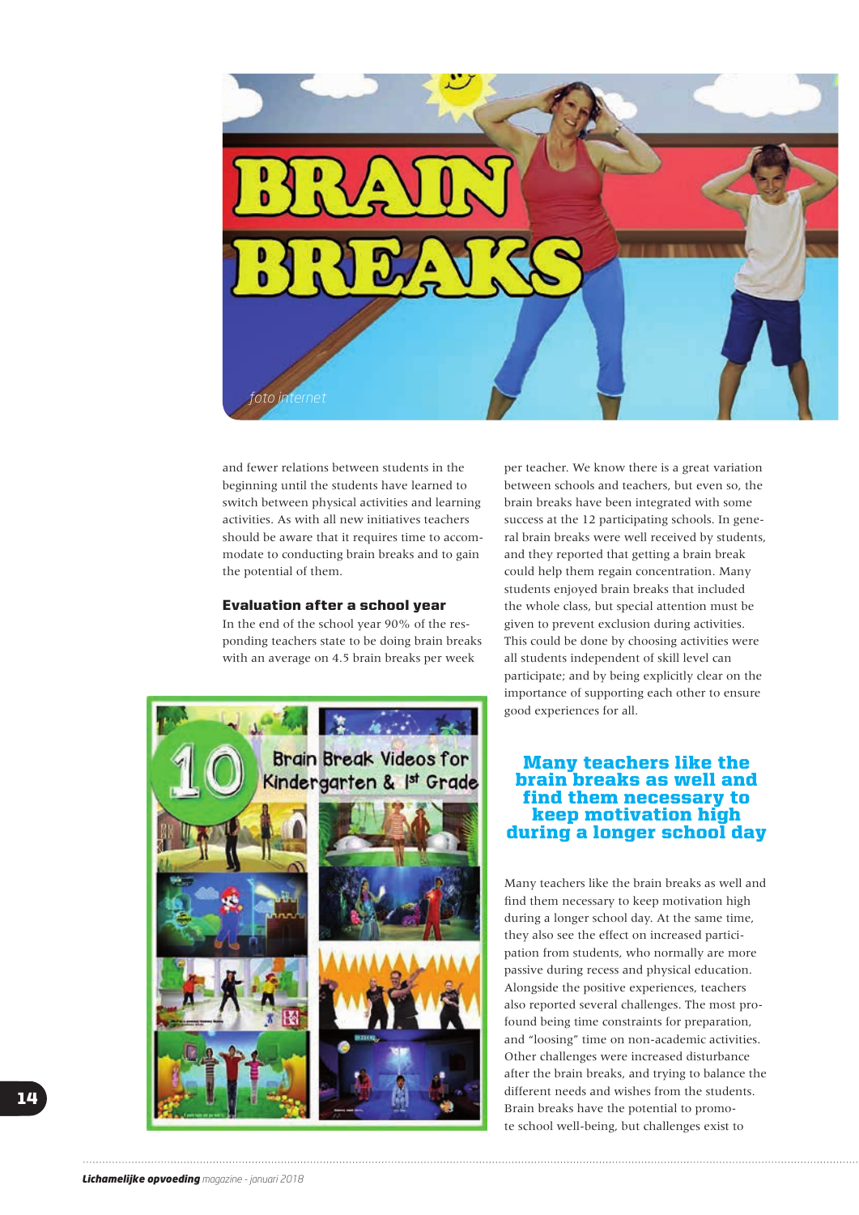foto internet

and fewer relations between students in the beginning until the students have learned to switch between physical activities and learning activities. As with all new initiatives teachers should be aware that it requires time to accommodate to conducting brain breaks and to gain the potential of them.

### Evaluation after a school year

In the end of the school year 90% of the responding teachers state to be doing brain breaks with an average on 4.5 brain breaks per week per teacher. We know there is a great variation between schools and teachers, but even so, the brain breaks have been integrated with some success at the 12 participating schools. In general brain breaks were well received by students, and they reported that getting a brain break could help them regain concentration. Many students enjoyed brain breaks that included the whole class, but special attention must be given to prevent exclusion during activities. This could be done by choosing activities were all students independent of skill level can participate; and by being explicitly clear on the importance of supporting each other to ensure good experiences for all.

**Many teachers like the brain breaks as well and find them necessary to keep motivation high during a longer school day**

Many teachers like the brain breaks as well and find them necessary to keep motivation high during a longer school day. At the same time, they also see the effect on increased participation from students, who normally are more passive during recess and physical education. Alongside the positive experiences, teachers also reported several challenges. The most profound being time constraints for preparation, and "loosing" time on non-academic activities. Other challenges were increased disturbance after the brain breaks, and trying to balance the different needs and wishes from the students. Brain breaks have the potential to promote school well-being, but challenges exist to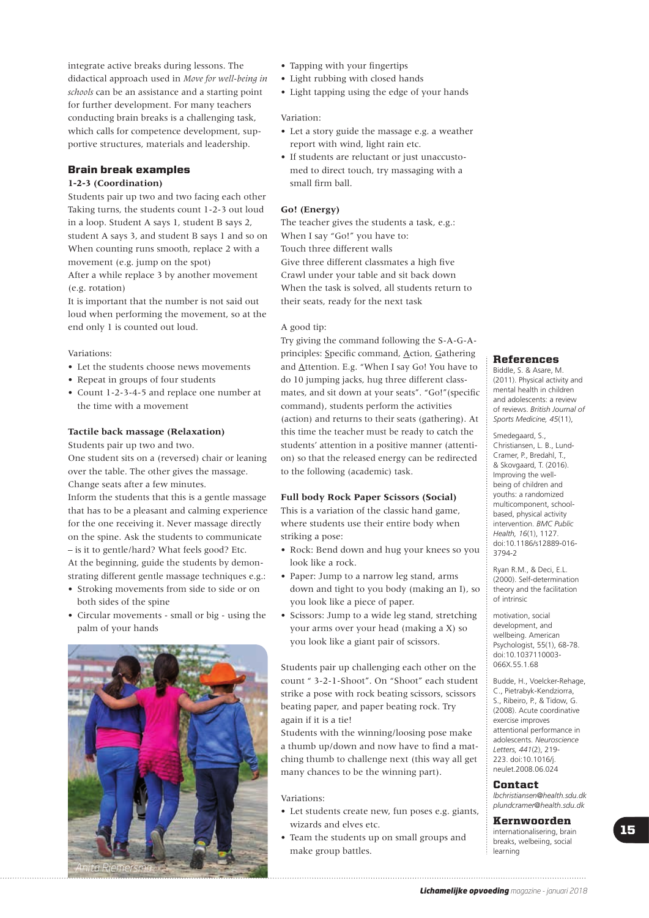integrate active breaks during lessons. The didactical approach used in *Move for well-being in schools* can be an assistance and a starting point for further development. For many teachers conducting brain breaks is a challenging task, which calls for competence development, supportive structures, materials and leadership.

## Brain break examples

**1-2-3 (Coordination)**

Students pair up two and two facing each other Taking turns, the students count 1-2-3 out loud in a loop. Student A says 1, student B says 2, student A says 3, and student B says 1 and so on When counting runs smooth, replace 2 with a movement (e.g. jump on the spot)
After a while replace 3 by another movement (e.g. rotation)
It is important that the number is not said out loud when performing the movement, so at the end only 1 is counted out loud.

Variations:

- Let the students choose news movements
- Repeat in groups of four students
- Count 1-2-3-4-5 and replace one number at the time with a movement

**Tactile back massage (Relaxation)**

Students pair up two and two.
One student sits on a (reversed) chair or leaning over the table. The other gives the massage. Change seats after a few minutes.
Inform the students that this is a gentle massage that has to be a pleasant and calming experience for the one receiving it. Never massage directly on the spine. Ask the students to communicate – is it to gentle/hard? What feels good? Etc.
At the beginning, guide the students by demonstrating different gentle massage techniques e.g.:

- Stroking movements from side to side or on both sides of the spine
- Circular movements - small or big - using the palm of your hands

Anita Riemersma

- Tapping with your fingertips
- Light rubbing with closed hands
- Light tapping using the edge of your hands

Variation:

- Let a story guide the massage e.g. a weather report with wind, light rain etc.
- If students are reluctant or just unaccustomed to direct touch, try massaging with a small firm ball.

**Go! (Energy)**

The teacher gives the students a task, e.g.:
When I say "Go!" you have to:
Touch three different walls
Give three different classmates a high five
Crawl under your table and sit back down
When the task is solved, all students return to their seats, ready for the next task

A good tip:
Try giving the command following the S-A-G-A-principles: Specific command, Action, Gathering and Attention. E.g. "When I say Go! You have to do 10 jumping jacks, hug three different classmates, and sit down at your seats". "Go!"(specific command), students perform the activities (action) and returns to their seats (gathering). At this time the teacher must be ready to catch the students' attention in a positive manner (attention) so that the released energy can be redirected to the following (academic) task.

**Full body Rock Paper Scissors (Social)**

This is a variation of the classic hand game, where students use their entire body when striking a pose:

- Rock: Bend down and hug your knees so you look like a rock.
- Paper: Jump to a narrow leg stand, arms down and tight to you body (making an I), so you look like a piece of paper.
- Scissors: Jump to a wide leg stand, stretching your arms over your head (making a X) so you look like a giant pair of scissors.

Students pair up challenging each other on the count " 3-2-1-Shoot". On "Shoot" each student strike a pose with rock beating scissors, scissors beating paper, and paper beating rock. Try again if it is a tie!
Students with the winning/loosing pose make a thumb up/down and now have to find a matching thumb to challenge next (this way all get many chances to be the winning part).

Variations:

- Let students create new, fun poses e.g. giants, wizards and elves etc.
- Team the students up on small groups and make group battles.

## References

Biddle, S. & Asare, M. (2011). Physical activity and mental health in children and adolescents: a review of reviews. *British Journal of Sports Medicine, 45*(11),

Smedegaard, S., Christiansen, L. B., Lund-Cramer, P., Bredahl, T., & Skovgaard, T. (2016). Improving the well-being of children and youths: a randomized multicomponent, school-based, physical activity intervention. *BMC Public Health, 16*(1), 1127. doi:10.1186/s12889-016-3794-2

Ryan R.M., & Deci, E.L. (2000). Self-determination theory and the facilitation of intrinsic motivation, social development, and wellbeing. American Psychologist, 55(1), 68-78. doi:10.1037110003-066X.55.1.68

Budde, H., Voelcker-Rehage, C., Pietrabyk-Kendziorra, S., Ribeiro, P., & Tidow, G. (2008). Acute coordinative exercise improves attentional performance in adolescents. *Neuroscience Letters, 441*(2), 219-223. doi:10.1016/j.neulet.2008.06.024

## Contact

*lbchristiansen@health.sdu.dk*
*plundcramer@health.sdu.dk*

## Kernwoorden

internationalisering, brain breaks, welbeiing, social learning